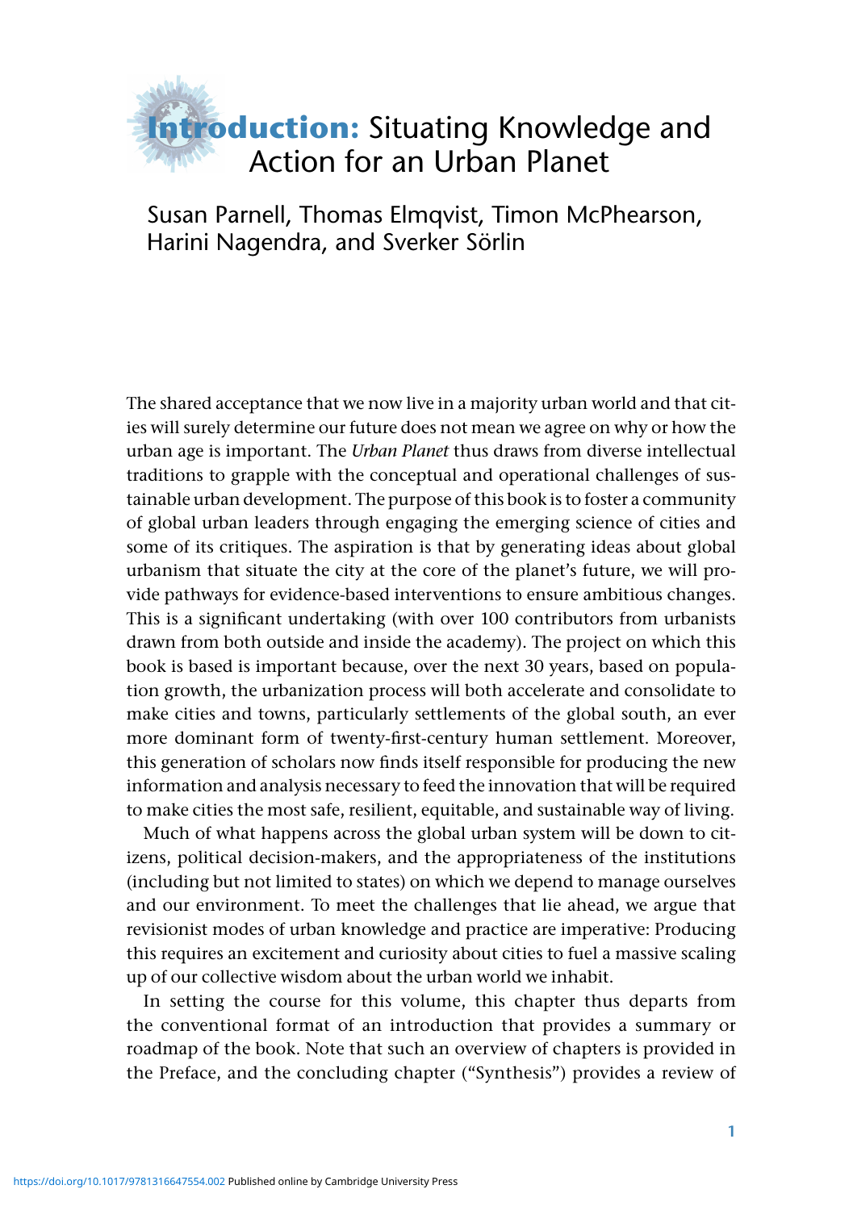# Introduction: Situating Knowledge and Action for an Urban Planet

Susan Parnell, Thomas Elmqvist, Timon McPhearson, Harini Nagendra, and Sverker Sörlin

The shared acceptance that we now live in a majority urban world and that cities will surely determine our future does not mean we agree on why or how the urban age is important. The *Urban Planet* thus draws from diverse intellectual traditions to grapple with the conceptual and operational challenges of sustainable urban development. The purpose of this book is to foster a community of global urban leaders through engaging the emerging science of cities and some of its critiques. The aspiration is that by generating ideas about global urbanism that situate the city at the core of the planet's future, we will provide pathways for evidence-based interventions to ensure ambitious changes. This is a significant undertaking (with over 100 contributors from urbanists drawn from both outside and inside the academy). The project on which this book is based is important because, over the next 30 years, based on population growth, the urbanization process will both accelerate and consolidate to make cities and towns, particularly settlements of the global south, an ever more dominant form of twenty-first-century human settlement. Moreover, this generation of scholars now finds itself responsible for producing the new information and analysis necessary to feed the innovation that will be required to make cities the most safe, resilient, equitable, and sustainable way of living.

Much of what happens across the global urban system will be down to citizens, political decision-makers, and the appropriateness of the institutions (including but not limited to states) on which we depend to manage ourselves and our environment. To meet the challenges that lie ahead, we argue that revisionist modes of urban knowledge and practice are imperative: Producing this requires an excitement and curiosity about cities to fuel a massive scaling up of our collective wisdom about the urban world we inhabit.

In setting the course for this volume, this chapter thus departs from the conventional format of an introduction that provides a summary or roadmap of the book. Note that such an overview of chapters is provided in the Preface, and the concluding chapter ("Synthesis") provides a review of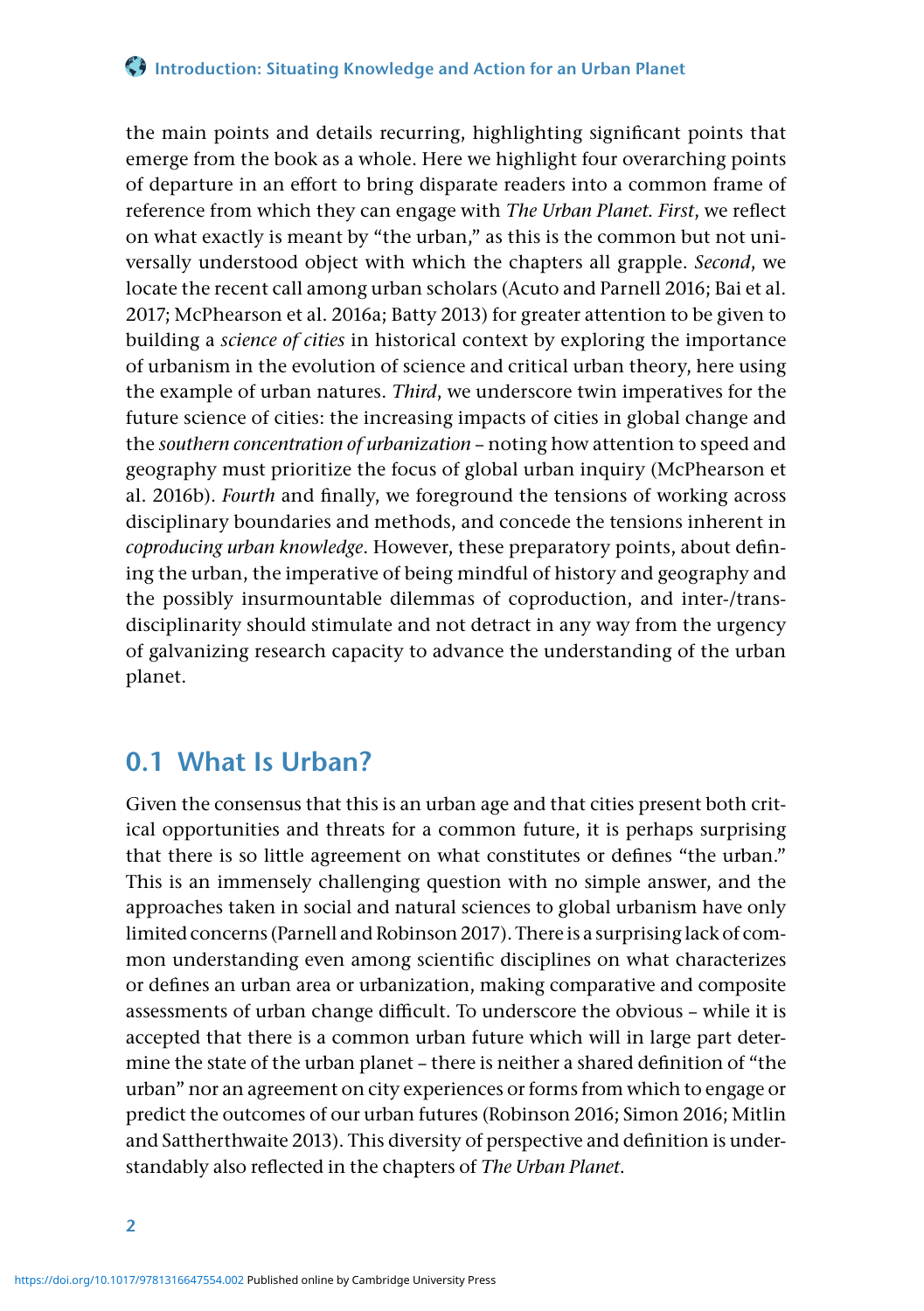the main points and details recurring, highlighting significant points that emerge from the book as a whole. Here we highlight four overarching points of departure in an effort to bring disparate readers into a common frame of reference from which they can engage with *The Urban Planet*. *First*, we reflect on what exactly is meant by "the urban," as this is the common but not universally understood object with which the chapters all grapple. *Second*, we locate the recent call among urban scholars (Acuto and Parnell 2016; Bai et al. 2017; McPhearson et al. 2016a; Batty 2013) for greater attention to be given to building a *science of cities* in historical context by exploring the importance of urbanism in the evolution of science and critical urban theory, here using the example of urban natures. *Third*, we underscore twin imperatives for the future science of cities: the increasing impacts of cities in global change and the *southern concentration of urbanization* – noting how attention to speed and geography must prioritize the focus of global urban inquiry (McPhearson et al. 2016b). *Fourth* and finally, we foreground the tensions of working across disciplinary boundaries and methods, and concede the tensions inherent in *coproducing urban knowledge*. However, these preparatory points, about defining the urban, the imperative of being mindful of history and geography and the possibly insurmountable dilemmas of coproduction, and inter-/trans-disciplinarity should stimulate and not detract in any way from the urgency of galvanizing research capacity to advance the understanding of the urban planet.

## 0.1 What Is Urban?

Given the consensus that this is an urban age and that cities present both critical opportunities and threats for a common future, it is perhaps surprising that there is so little agreement on what constitutes or defines "the urban." This is an immensely challenging question with no simple answer, and the approaches taken in social and natural sciences to global urbanism have only limited concerns (Parnell and Robinson 2017). There is a surprising lack of common understanding even among scientific disciplines on what characterizes or defines an urban area or urbanization, making comparative and composite assessments of urban change difficult. To underscore the obvious – while it is accepted that there is a common urban future which will in large part determine the state of the urban planet – there is neither a shared definition of "the urban" nor an agreement on city experiences or forms from which to engage or predict the outcomes of our urban futures (Robinson 2016; Simon 2016; Mitlin and Sattherthwaite 2013). This diversity of perspective and definition is understandably also reflected in the chapters of *The Urban Planet*.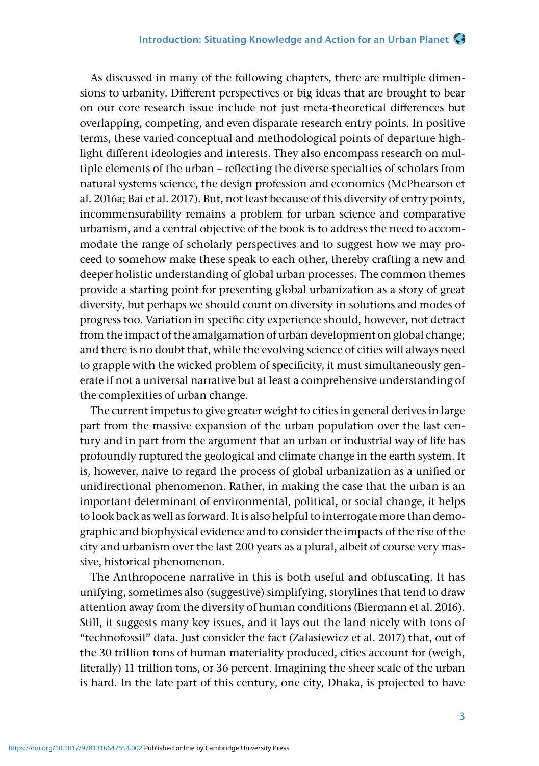As discussed in many of the following chapters, there are multiple dimensions to urbanity. Different perspectives or big ideas that are brought to bear on our core research issue include not just meta-theoretical differences but overlapping, competing, and even disparate research entry points. In positive terms, these varied conceptual and methodological points of departure highlight different ideologies and interests. They also encompass research on multiple elements of the urban – reflecting the diverse specialties of scholars from natural systems science, the design profession and economics (McPhearson et al. 2016a; Bai et al. 2017). But, not least because of this diversity of entry points, incommensurability remains a problem for urban science and comparative urbanism, and a central objective of the book is to address the need to accommodate the range of scholarly perspectives and to suggest how we may proceed to somehow make these speak to each other, thereby crafting a new and deeper holistic understanding of global urban processes. The common themes provide a starting point for presenting global urbanization as a story of great diversity, but perhaps we should count on diversity in solutions and modes of progress too. Variation in specific city experience should, however, not detract from the impact of the amalgamation of urban development on global change; and there is no doubt that, while the evolving science of cities will always need to grapple with the wicked problem of specificity, it must simultaneously generate if not a universal narrative but at least a comprehensive understanding of the complexities of urban change.

The current impetus to give greater weight to cities in general derives in large part from the massive expansion of the urban population over the last century and in part from the argument that an urban or industrial way of life has profoundly ruptured the geological and climate change in the earth system. It is, however, naive to regard the process of global urbanization as a unified or unidirectional phenomenon. Rather, in making the case that the urban is an important determinant of environmental, political, or social change, it helps to look back as well as forward. It is also helpful to interrogate more than demographic and biophysical evidence and to consider the impacts of the rise of the city and urbanism over the last 200 years as a plural, albeit of course very massive, historical phenomenon.

The Anthropocene narrative in this is both useful and obfuscating. It has unifying, sometimes also (suggestive) simplifying, storylines that tend to draw attention away from the diversity of human conditions (Biermann et al. 2016). Still, it suggests many key issues, and it lays out the land nicely with tons of "technofossil" data. Just consider the fact (Zalasiewicz et al. 2017) that, out of the 30 trillion tons of human materiality produced, cities account for (weigh, literally) 11 trillion tons, or 36 percent. Imagining the sheer scale of the urban is hard. In the late part of this century, one city, Dhaka, is projected to have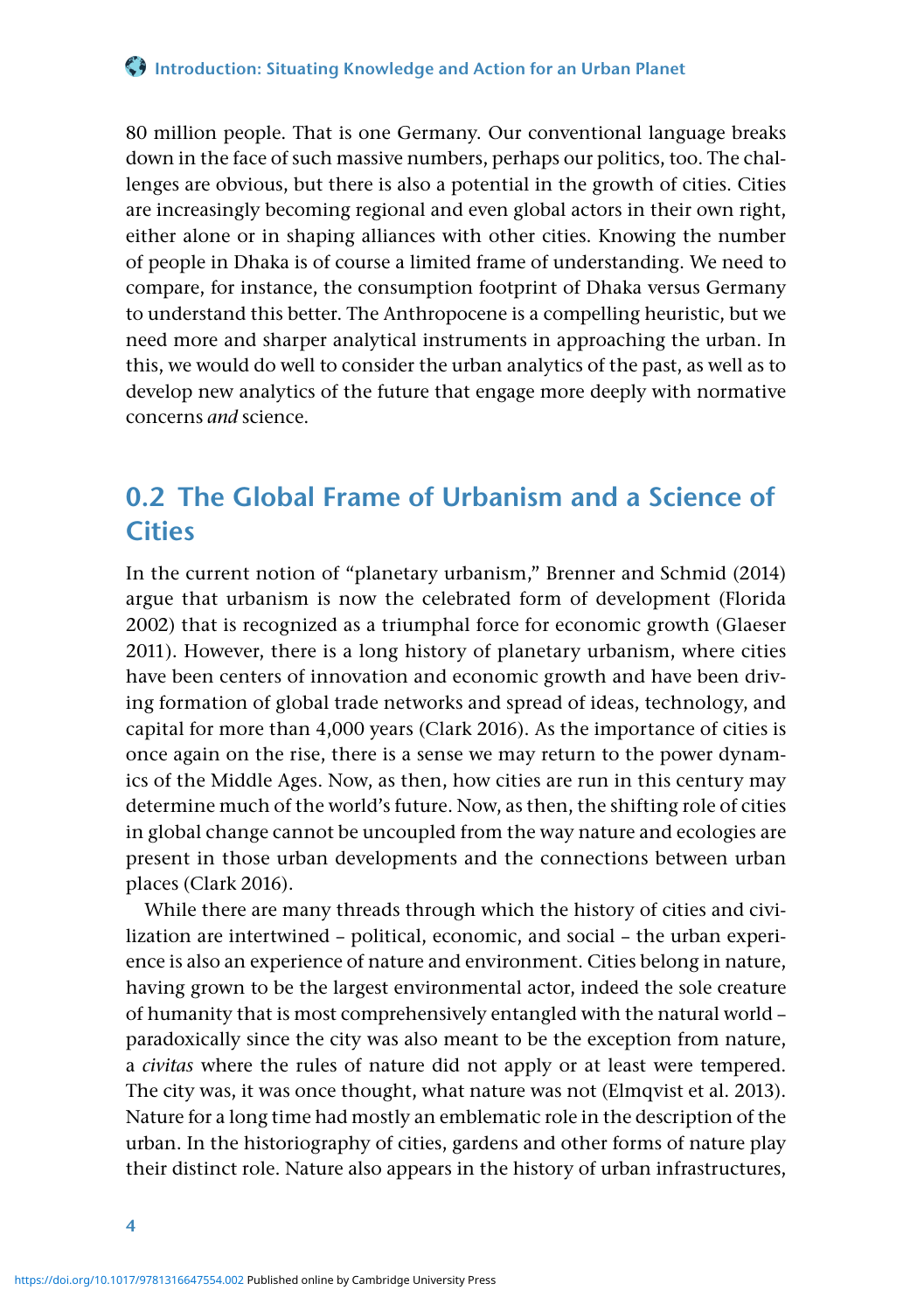80 million people. That is one Germany. Our conventional language breaks down in the face of such massive numbers, perhaps our politics, too. The challenges are obvious, but there is also a potential in the growth of cities. Cities are increasingly becoming regional and even global actors in their own right, either alone or in shaping alliances with other cities. Knowing the number of people in Dhaka is of course a limited frame of understanding. We need to compare, for instance, the consumption footprint of Dhaka versus Germany to understand this better. The Anthropocene is a compelling heuristic, but we need more and sharper analytical instruments in approaching the urban. In this, we would do well to consider the urban analytics of the past, as well as to develop new analytics of the future that engage more deeply with normative concerns *and* science.

## 0.2 The Global Frame of Urbanism and a Science of Cities

In the current notion of "planetary urbanism," Brenner and Schmid (2014) argue that urbanism is now the celebrated form of development (Florida 2002) that is recognized as a triumphal force for economic growth (Glaeser 2011). However, there is a long history of planetary urbanism, where cities have been centers of innovation and economic growth and have been driving formation of global trade networks and spread of ideas, technology, and capital for more than 4,000 years (Clark 2016). As the importance of cities is once again on the rise, there is a sense we may return to the power dynamics of the Middle Ages. Now, as then, how cities are run in this century may determine much of the world's future. Now, as then, the shifting role of cities in global change cannot be uncoupled from the way nature and ecologies are present in those urban developments and the connections between urban places (Clark 2016).

While there are many threads through which the history of cities and civilization are intertwined – political, economic, and social – the urban experience is also an experience of nature and environment. Cities belong in nature, having grown to be the largest environmental actor, indeed the sole creature of humanity that is most comprehensively entangled with the natural world – paradoxically since the city was also meant to be the exception from nature, a *civitas* where the rules of nature did not apply or at least were tempered. The city was, it was once thought, what nature was not (Elmqvist et al. 2013). Nature for a long time had mostly an emblematic role in the description of the urban. In the historiography of cities, gardens and other forms of nature play their distinct role. Nature also appears in the history of urban infrastructures,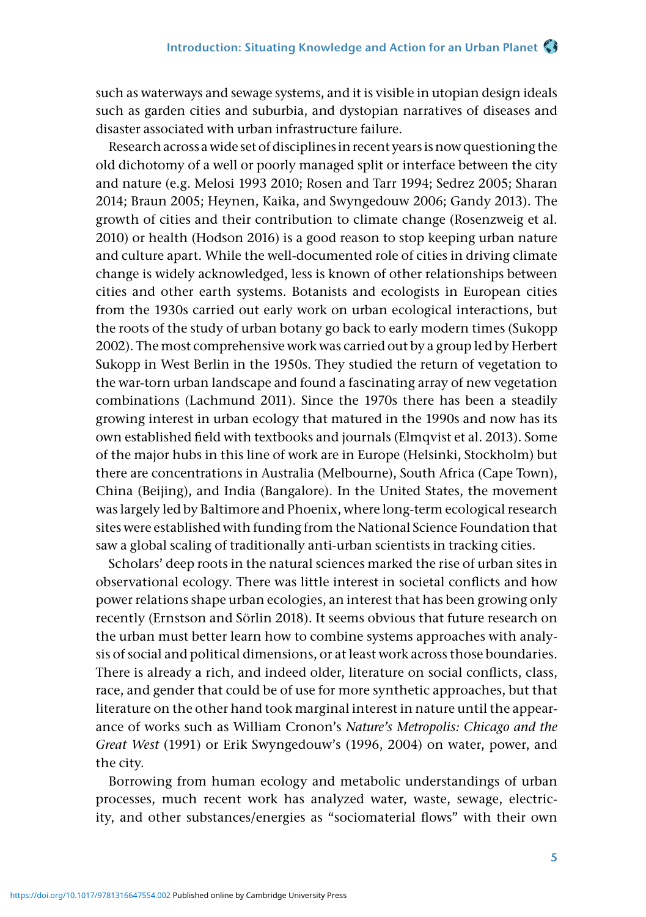such as waterways and sewage systems, and it is visible in utopian design ideals such as garden cities and suburbia, and dystopian narratives of diseases and disaster associated with urban infrastructure failure.

Research across a wide set of disciplines in recent years is now questioning the old dichotomy of a well or poorly managed split or interface between the city and nature (e.g. Melosi 1993 2010; Rosen and Tarr 1994; Sedrez 2005; Sharan 2014; Braun 2005; Heynen, Kaika, and Swyngedouw 2006; Gandy 2013). The growth of cities and their contribution to climate change (Rosenzweig et al. 2010) or health (Hodson 2016) is a good reason to stop keeping urban nature and culture apart. While the well-documented role of cities in driving climate change is widely acknowledged, less is known of other relationships between cities and other earth systems. Botanists and ecologists in European cities from the 1930s carried out early work on urban ecological interactions, but the roots of the study of urban botany go back to early modern times (Sukopp 2002). The most comprehensive work was carried out by a group led by Herbert Sukopp in West Berlin in the 1950s. They studied the return of vegetation to the war-torn urban landscape and found a fascinating array of new vegetation combinations (Lachmund 2011). Since the 1970s there has been a steadily growing interest in urban ecology that matured in the 1990s and now has its own established field with textbooks and journals (Elmqvist et al. 2013). Some of the major hubs in this line of work are in Europe (Helsinki, Stockholm) but there are concentrations in Australia (Melbourne), South Africa (Cape Town), China (Beijing), and India (Bangalore). In the United States, the movement was largely led by Baltimore and Phoenix, where long-term ecological research sites were established with funding from the National Science Foundation that saw a global scaling of traditionally anti-urban scientists in tracking cities.

Scholars' deep roots in the natural sciences marked the rise of urban sites in observational ecology. There was little interest in societal conflicts and how power relations shape urban ecologies, an interest that has been growing only recently (Ernstson and Sörlin 2018). It seems obvious that future research on the urban must better learn how to combine systems approaches with analysis of social and political dimensions, or at least work across those boundaries. There is already a rich, and indeed older, literature on social conflicts, class, race, and gender that could be of use for more synthetic approaches, but that literature on the other hand took marginal interest in nature until the appearance of works such as William Cronon's *Nature's Metropolis: Chicago and the Great West* (1991) or Erik Swyngedouw's (1996, 2004) on water, power, and the city.

Borrowing from human ecology and metabolic understandings of urban processes, much recent work has analyzed water, waste, sewage, electricity, and other substances/energies as "sociomaterial flows" with their own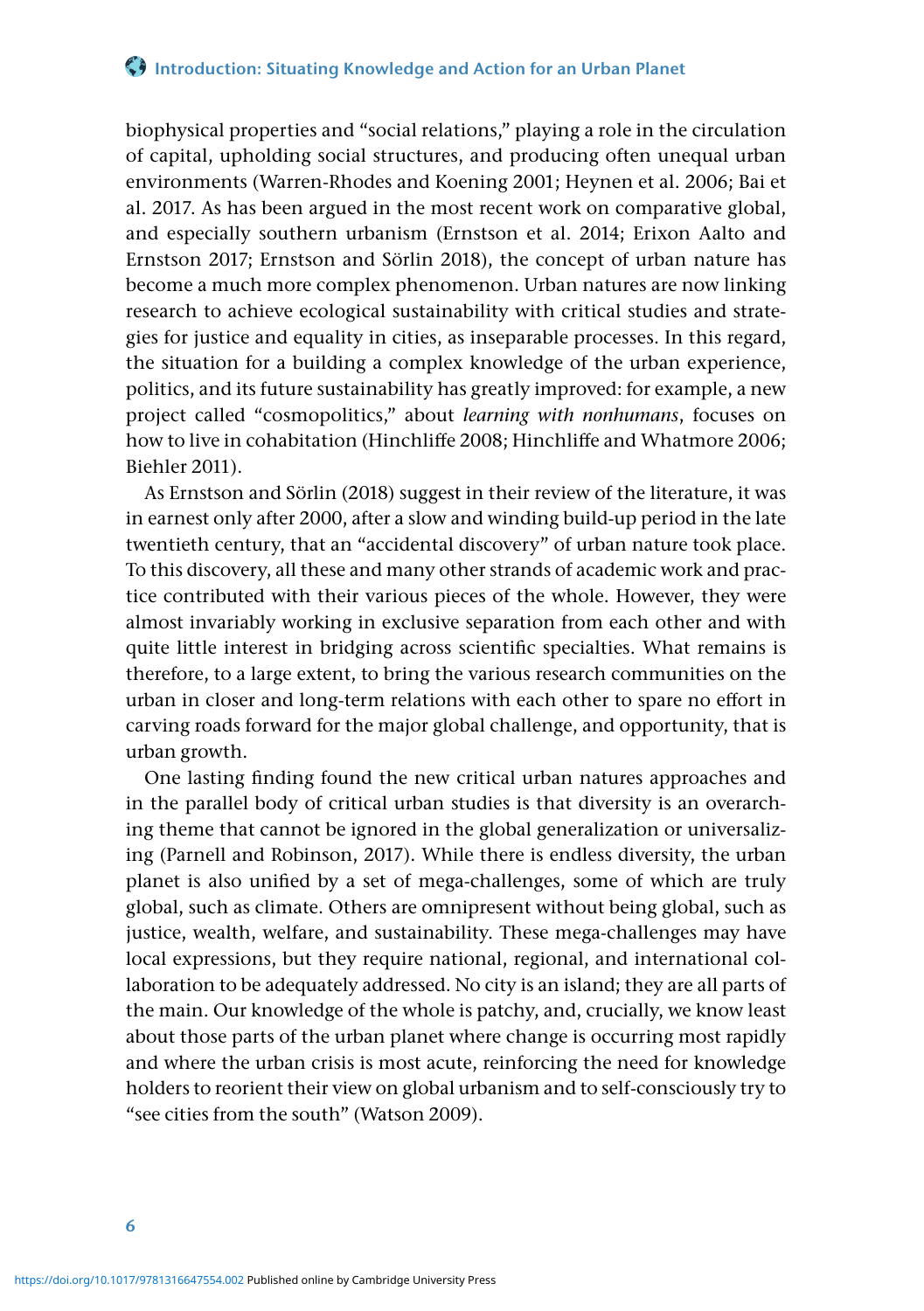biophysical properties and "social relations," playing a role in the circulation of capital, upholding social structures, and producing often unequal urban environments (Warren-Rhodes and Koening 2001; Heynen et al. 2006; Bai et al. 2017. As has been argued in the most recent work on comparative global, and especially southern urbanism (Ernstson et al. 2014; Erixon Aalto and Ernstson 2017; Ernstson and Sörlin 2018), the concept of urban nature has become a much more complex phenomenon. Urban natures are now linking research to achieve ecological sustainability with critical studies and strategies for justice and equality in cities, as inseparable processes. In this regard, the situation for a building a complex knowledge of the urban experience, politics, and its future sustainability has greatly improved: for example, a new project called "cosmopolitics," about *learning with nonhumans*, focuses on how to live in cohabitation (Hinchliffe 2008; Hinchliffe and Whatmore 2006; Biehler 2011).

As Ernstson and Sörlin (2018) suggest in their review of the literature, it was in earnest only after 2000, after a slow and winding build-up period in the late twentieth century, that an "accidental discovery" of urban nature took place. To this discovery, all these and many other strands of academic work and practice contributed with their various pieces of the whole. However, they were almost invariably working in exclusive separation from each other and with quite little interest in bridging across scientific specialties. What remains is therefore, to a large extent, to bring the various research communities on the urban in closer and long-term relations with each other to spare no effort in carving roads forward for the major global challenge, and opportunity, that is urban growth.

One lasting finding found the new critical urban natures approaches and in the parallel body of critical urban studies is that diversity is an overarching theme that cannot be ignored in the global generalization or universalizing (Parnell and Robinson, 2017). While there is endless diversity, the urban planet is also unified by a set of mega-challenges, some of which are truly global, such as climate. Others are omnipresent without being global, such as justice, wealth, welfare, and sustainability. These mega-challenges may have local expressions, but they require national, regional, and international collaboration to be adequately addressed. No city is an island; they are all parts of the main. Our knowledge of the whole is patchy, and, crucially, we know least about those parts of the urban planet where change is occurring most rapidly and where the urban crisis is most acute, reinforcing the need for knowledge holders to reorient their view on global urbanism and to self-consciously try to "see cities from the south" (Watson 2009).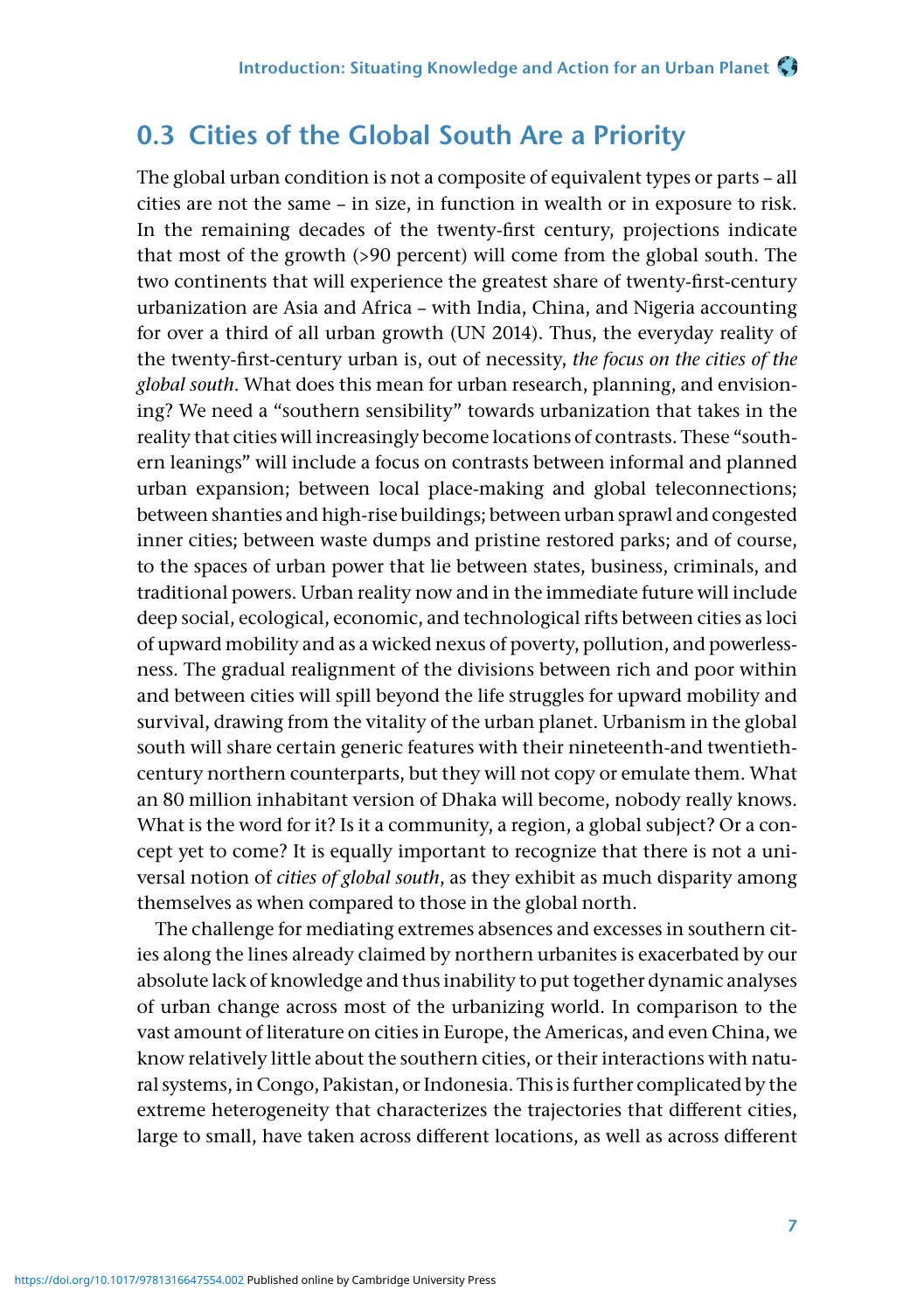## 0.3 Cities of the Global South Are a Priority

The global urban condition is not a composite of equivalent types or parts – all cities are not the same – in size, in function in wealth or in exposure to risk. In the remaining decades of the twenty-first century, projections indicate that most of the growth (>90 percent) will come from the global south. The two continents that will experience the greatest share of twenty-first-century urbanization are Asia and Africa – with India, China, and Nigeria accounting for over a third of all urban growth (UN 2014). Thus, the everyday reality of the twenty-first-century urban is, out of necessity, *the focus on the cities of the global south*. What does this mean for urban research, planning, and envisioning? We need a "southern sensibility" towards urbanization that takes in the reality that cities will increasingly become locations of contrasts. These "southern leanings" will include a focus on contrasts between informal and planned urban expansion; between local place-making and global teleconnections; between shanties and high-rise buildings; between urban sprawl and congested inner cities; between waste dumps and pristine restored parks; and of course, to the spaces of urban power that lie between states, business, criminals, and traditional powers. Urban reality now and in the immediate future will include deep social, ecological, economic, and technological rifts between cities as loci of upward mobility and as a wicked nexus of poverty, pollution, and powerlessness. The gradual realignment of the divisions between rich and poor within and between cities will spill beyond the life struggles for upward mobility and survival, drawing from the vitality of the urban planet. Urbanism in the global south will share certain generic features with their nineteenth-and twentieth-century northern counterparts, but they will not copy or emulate them. What an 80 million inhabitant version of Dhaka will become, nobody really knows. What is the word for it? Is it a community, a region, a global subject? Or a concept yet to come? It is equally important to recognize that there is not a universal notion of *cities of global south*, as they exhibit as much disparity among themselves as when compared to those in the global north.

The challenge for mediating extremes absences and excesses in southern cities along the lines already claimed by northern urbanites is exacerbated by our absolute lack of knowledge and thus inability to put together dynamic analyses of urban change across most of the urbanizing world. In comparison to the vast amount of literature on cities in Europe, the Americas, and even China, we know relatively little about the southern cities, or their interactions with natural systems, in Congo, Pakistan, or Indonesia. This is further complicated by the extreme heterogeneity that characterizes the trajectories that different cities, large to small, have taken across different locations, as well as across different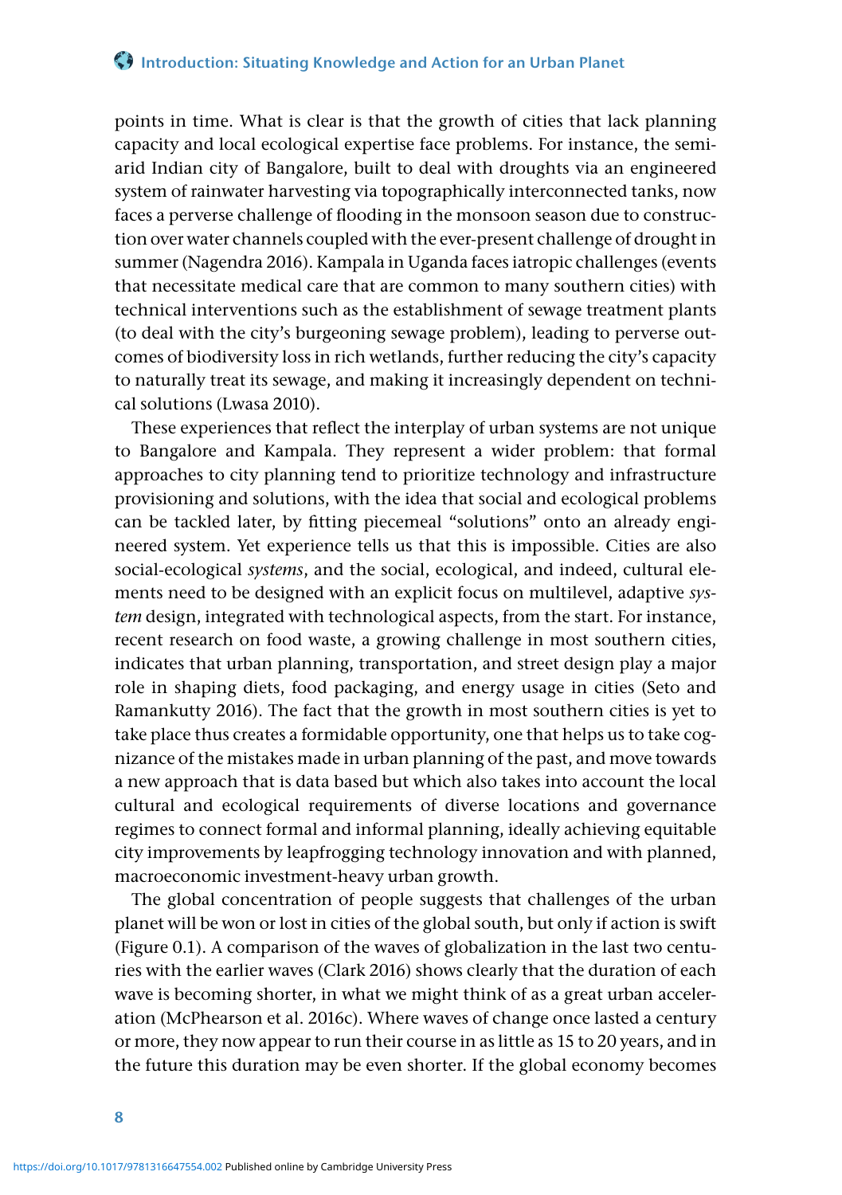points in time. What is clear is that the growth of cities that lack planning capacity and local ecological expertise face problems. For instance, the semi-arid Indian city of Bangalore, built to deal with droughts via an engineered system of rainwater harvesting via topographically interconnected tanks, now faces a perverse challenge of flooding in the monsoon season due to construction over water channels coupled with the ever-present challenge of drought in summer (Nagendra 2016). Kampala in Uganda faces iatropic challenges (events that necessitate medical care that are common to many southern cities) with technical interventions such as the establishment of sewage treatment plants (to deal with the city's burgeoning sewage problem), leading to perverse outcomes of biodiversity loss in rich wetlands, further reducing the city's capacity to naturally treat its sewage, and making it increasingly dependent on technical solutions (Lwasa 2010).

These experiences that reflect the interplay of urban systems are not unique to Bangalore and Kampala. They represent a wider problem: that formal approaches to city planning tend to prioritize technology and infrastructure provisioning and solutions, with the idea that social and ecological problems can be tackled later, by fitting piecemeal "solutions" onto an already engineered system. Yet experience tells us that this is impossible. Cities are also social-ecological *systems*, and the social, ecological, and indeed, cultural elements need to be designed with an explicit focus on multilevel, adaptive *system* design, integrated with technological aspects, from the start. For instance, recent research on food waste, a growing challenge in most southern cities, indicates that urban planning, transportation, and street design play a major role in shaping diets, food packaging, and energy usage in cities (Seto and Ramankutty 2016). The fact that the growth in most southern cities is yet to take place thus creates a formidable opportunity, one that helps us to take cognizance of the mistakes made in urban planning of the past, and move towards a new approach that is data based but which also takes into account the local cultural and ecological requirements of diverse locations and governance regimes to connect formal and informal planning, ideally achieving equitable city improvements by leapfrogging technology innovation and with planned, macroeconomic investment-heavy urban growth.

The global concentration of people suggests that challenges of the urban planet will be won or lost in cities of the global south, but only if action is swift (Figure 0.1). A comparison of the waves of globalization in the last two centuries with the earlier waves (Clark 2016) shows clearly that the duration of each wave is becoming shorter, in what we might think of as a great urban acceleration (McPhearson et al. 2016c). Where waves of change once lasted a century or more, they now appear to run their course in as little as 15 to 20 years, and in the future this duration may be even shorter. If the global economy becomes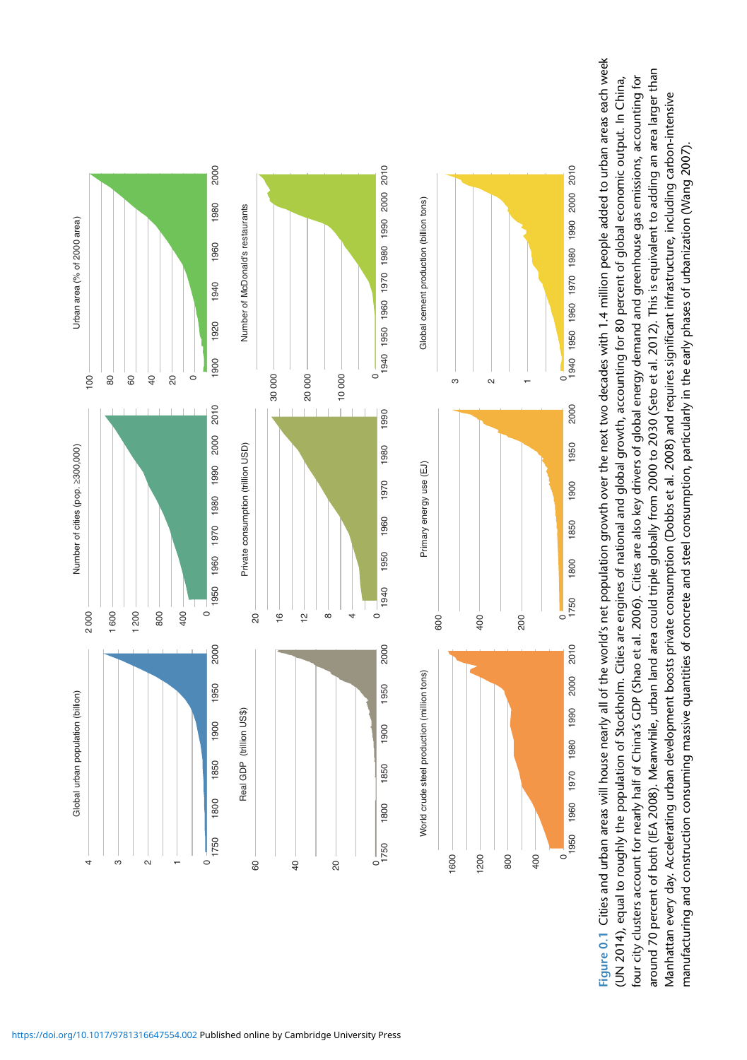**Figure 0.1** Cities and urban areas will house nearly all of the world's net population growth over the next two decades with 1.4 million people added to urban areas each week (UN 2014), equal to roughly the population of Stockholm. Cities are engines of national and global growth, accounting for 80 percent of global economic output. In China, four city clusters account for nearly half of China's GDP (Shao et al. 2006). Cities are also key drivers of global energy demand and greenhouse gas emissions, accounting for around 70 percent of both (IEA 2008). Meanwhile, urban land area could triple globally from 2000 to 2030 (Seto et al. 2012). This is equivalent to adding an area larger than Manhattan every day. Accelerating urban development boosts private consumption (Dobbs et al. 2008) and requires significant infrastructure, including carbon-intensive manufacturing and construction consuming massive quantities of concrete and steel consumption, particularly in the early phases of urbanization (Wang 2007).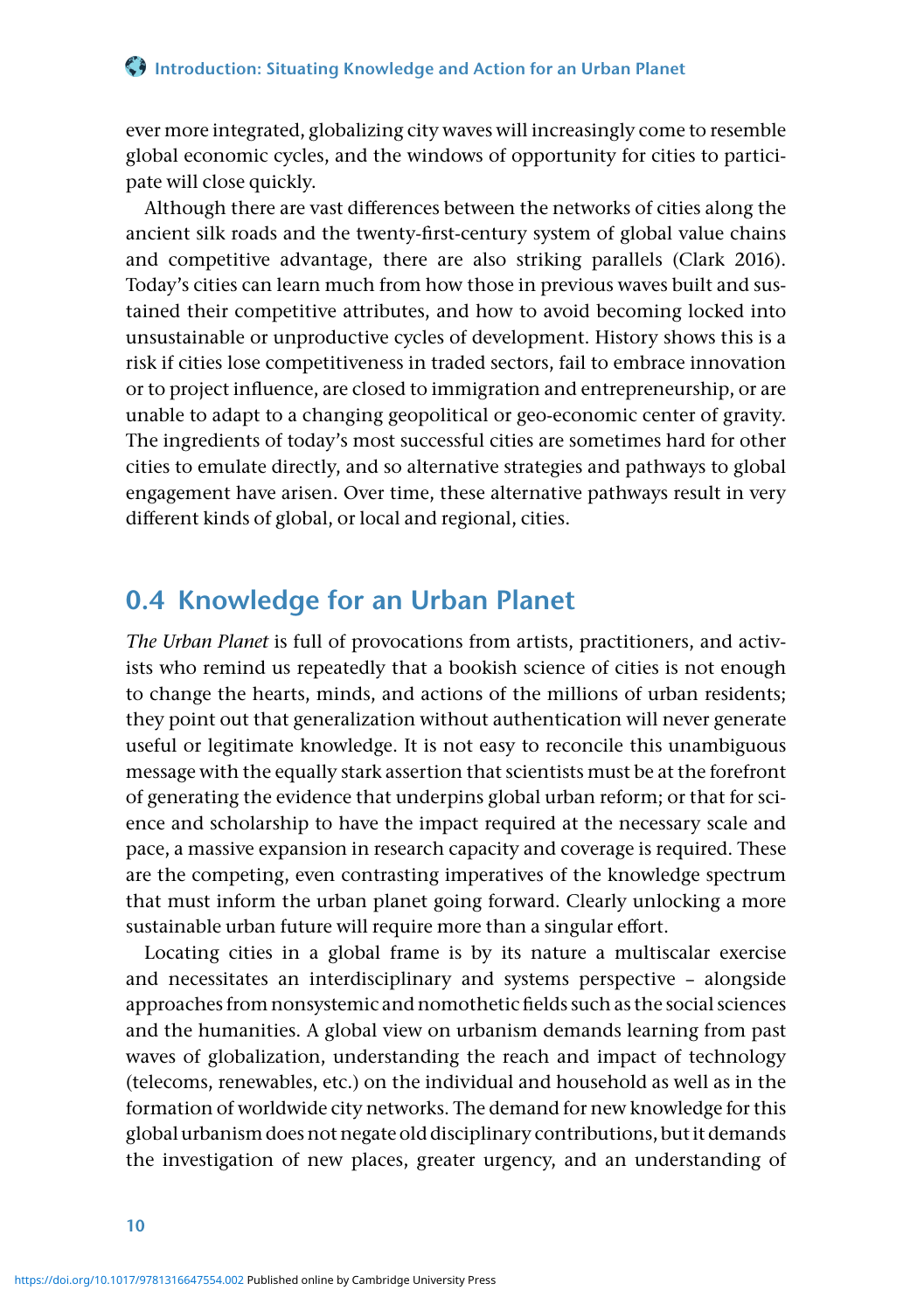ever more integrated, globalizing city waves will increasingly come to resemble global economic cycles, and the windows of opportunity for cities to participate will close quickly.

Although there are vast differences between the networks of cities along the ancient silk roads and the twenty-first-century system of global value chains and competitive advantage, there are also striking parallels (Clark 2016). Today's cities can learn much from how those in previous waves built and sustained their competitive attributes, and how to avoid becoming locked into unsustainable or unproductive cycles of development. History shows this is a risk if cities lose competitiveness in traded sectors, fail to embrace innovation or to project influence, are closed to immigration and entrepreneurship, or are unable to adapt to a changing geopolitical or geo-economic center of gravity. The ingredients of today's most successful cities are sometimes hard for other cities to emulate directly, and so alternative strategies and pathways to global engagement have arisen. Over time, these alternative pathways result in very different kinds of global, or local and regional, cities.

## 0.4 Knowledge for an Urban Planet

*The Urban Planet* is full of provocations from artists, practitioners, and activists who remind us repeatedly that a bookish science of cities is not enough to change the hearts, minds, and actions of the millions of urban residents; they point out that generalization without authentication will never generate useful or legitimate knowledge. It is not easy to reconcile this unambiguous message with the equally stark assertion that scientists must be at the forefront of generating the evidence that underpins global urban reform; or that for science and scholarship to have the impact required at the necessary scale and pace, a massive expansion in research capacity and coverage is required. These are the competing, even contrasting imperatives of the knowledge spectrum that must inform the urban planet going forward. Clearly unlocking a more sustainable urban future will require more than a singular effort.

Locating cities in a global frame is by its nature a multiscalar exercise and necessitates an interdisciplinary and systems perspective – alongside approaches from nonsystemic and nomothetic fields such as the social sciences and the humanities. A global view on urbanism demands learning from past waves of globalization, understanding the reach and impact of technology (telecoms, renewables, etc.) on the individual and household as well as in the formation of worldwide city networks. The demand for new knowledge for this global urbanism does not negate old disciplinary contributions, but it demands the investigation of new places, greater urgency, and an understanding of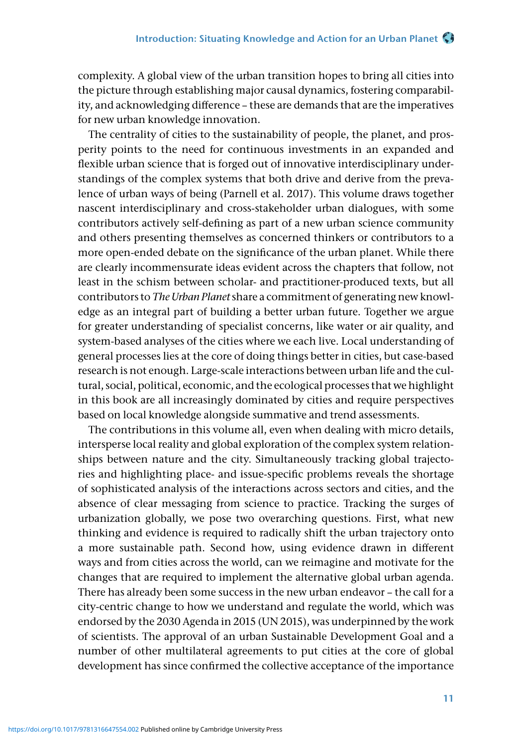complexity. A global view of the urban transition hopes to bring all cities into the picture through establishing major causal dynamics, fostering comparability, and acknowledging difference – these are demands that are the imperatives for new urban knowledge innovation.

The centrality of cities to the sustainability of people, the planet, and prosperity points to the need for continuous investments in an expanded and flexible urban science that is forged out of innovative interdisciplinary understandings of the complex systems that both drive and derive from the prevalence of urban ways of being (Parnell et al. 2017). This volume draws together nascent interdisciplinary and cross-stakeholder urban dialogues, with some contributors actively self-defining as part of a new urban science community and others presenting themselves as concerned thinkers or contributors to a more open-ended debate on the significance of the urban planet. While there are clearly incommensurate ideas evident across the chapters that follow, not least in the schism between scholar- and practitioner-produced texts, but all contributors to *The Urban Planet* share a commitment of generating new knowledge as an integral part of building a better urban future. Together we argue for greater understanding of specialist concerns, like water or air quality, and system-based analyses of the cities where we each live. Local understanding of general processes lies at the core of doing things better in cities, but case-based research is not enough. Large-scale interactions between urban life and the cultural, social, political, economic, and the ecological processes that we highlight in this book are all increasingly dominated by cities and require perspectives based on local knowledge alongside summative and trend assessments.

The contributions in this volume all, even when dealing with micro details, intersperse local reality and global exploration of the complex system relationships between nature and the city. Simultaneously tracking global trajectories and highlighting place- and issue-specific problems reveals the shortage of sophisticated analysis of the interactions across sectors and cities, and the absence of clear messaging from science to practice. Tracking the surges of urbanization globally, we pose two overarching questions. First, what new thinking and evidence is required to radically shift the urban trajectory onto a more sustainable path. Second how, using evidence drawn in different ways and from cities across the world, can we reimagine and motivate for the changes that are required to implement the alternative global urban agenda. There has already been some success in the new urban endeavor – the call for a city-centric change to how we understand and regulate the world, which was endorsed by the 2030 Agenda in 2015 (UN 2015), was underpinned by the work of scientists. The approval of an urban Sustainable Development Goal and a number of other multilateral agreements to put cities at the core of global development has since confirmed the collective acceptance of the importance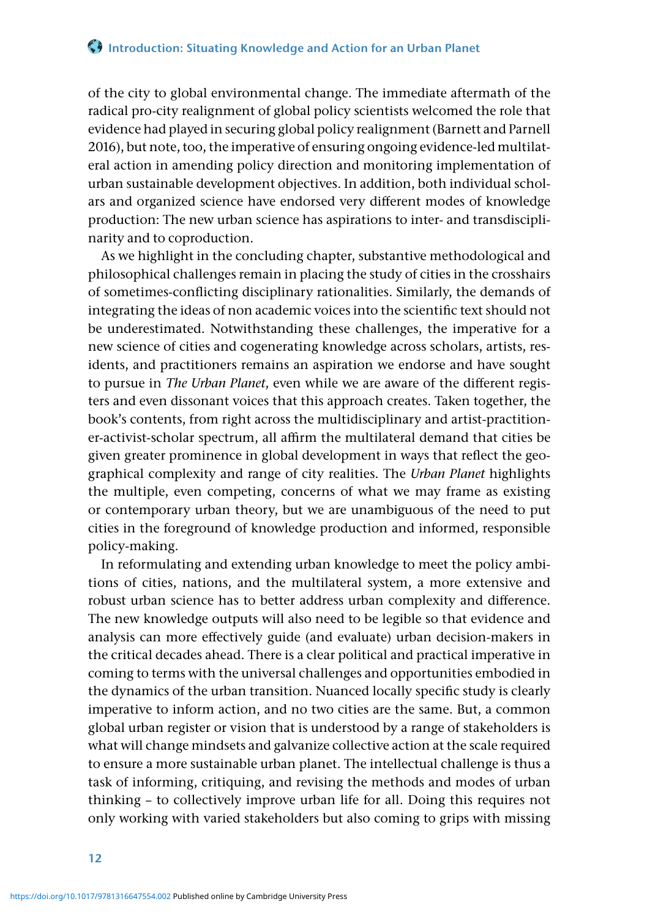of the city to global environmental change. The immediate aftermath of the radical pro-city realignment of global policy scientists welcomed the role that evidence had played in securing global policy realignment (Barnett and Parnell 2016), but note, too, the imperative of ensuring ongoing evidence-led multilateral action in amending policy direction and monitoring implementation of urban sustainable development objectives. In addition, both individual scholars and organized science have endorsed very different modes of knowledge production: The new urban science has aspirations to inter- and transdisciplinarity and to coproduction.

As we highlight in the concluding chapter, substantive methodological and philosophical challenges remain in placing the study of cities in the crosshairs of sometimes-conflicting disciplinary rationalities. Similarly, the demands of integrating the ideas of non academic voices into the scientific text should not be underestimated. Notwithstanding these challenges, the imperative for a new science of cities and cogenerating knowledge across scholars, artists, residents, and practitioners remains an aspiration we endorse and have sought to pursue in *The Urban Planet*, even while we are aware of the different registers and even dissonant voices that this approach creates. Taken together, the book's contents, from right across the multidisciplinary and artist-practitioner-activist-scholar spectrum, all affirm the multilateral demand that cities be given greater prominence in global development in ways that reflect the geographical complexity and range of city realities. The *Urban Planet* highlights the multiple, even competing, concerns of what we may frame as existing or contemporary urban theory, but we are unambiguous of the need to put cities in the foreground of knowledge production and informed, responsible policy-making.

In reformulating and extending urban knowledge to meet the policy ambitions of cities, nations, and the multilateral system, a more extensive and robust urban science has to better address urban complexity and difference. The new knowledge outputs will also need to be legible so that evidence and analysis can more effectively guide (and evaluate) urban decision-makers in the critical decades ahead. There is a clear political and practical imperative in coming to terms with the universal challenges and opportunities embodied in the dynamics of the urban transition. Nuanced locally specific study is clearly imperative to inform action, and no two cities are the same. But, a common global urban register or vision that is understood by a range of stakeholders is what will change mindsets and galvanize collective action at the scale required to ensure a more sustainable urban planet. The intellectual challenge is thus a task of informing, critiquing, and revising the methods and modes of urban thinking – to collectively improve urban life for all. Doing this requires not only working with varied stakeholders but also coming to grips with missing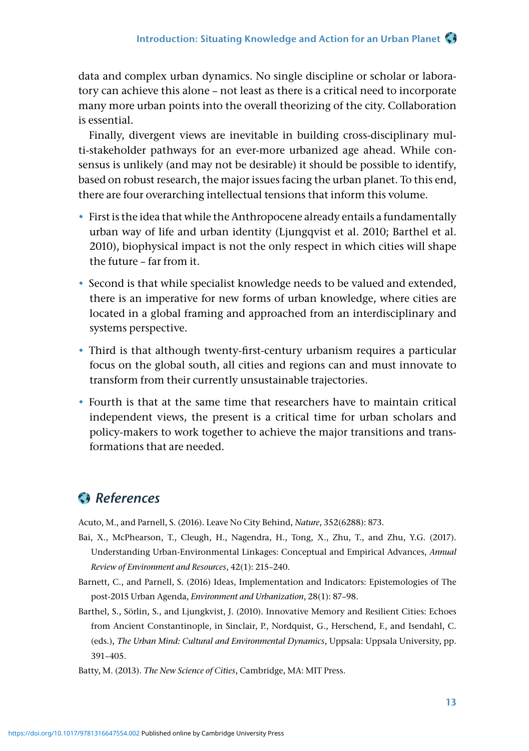data and complex urban dynamics. No single discipline or scholar or laboratory can achieve this alone – not least as there is a critical need to incorporate many more urban points into the overall theorizing of the city. Collaboration is essential.

Finally, divergent views are inevitable in building cross-disciplinary multi-stakeholder pathways for an ever-more urbanized age ahead. While consensus is unlikely (and may not be desirable) it should be possible to identify, based on robust research, the major issues facing the urban planet. To this end, there are four overarching intellectual tensions that inform this volume.

- First is the idea that while the Anthropocene already entails a fundamentally urban way of life and urban identity (Ljungqvist et al. 2010; Barthel et al. 2010), biophysical impact is not the only respect in which cities will shape the future – far from it.
- Second is that while specialist knowledge needs to be valued and extended, there is an imperative for new forms of urban knowledge, where cities are located in a global framing and approached from an interdisciplinary and systems perspective.
- Third is that although twenty-first-century urbanism requires a particular focus on the global south, all cities and regions can and must innovate to transform from their currently unsustainable trajectories.
- Fourth is that at the same time that researchers have to maintain critical independent views, the present is a critical time for urban scholars and policy-makers to work together to achieve the major transitions and transformations that are needed.

## *References*

Acuto, M., and Parnell, S. (2016). Leave No City Behind, *Nature*, 352(6288): 873.

Bai, X., McPhearson, T., Cleugh, H., Nagendra, H., Tong, X., Zhu, T., and Zhu, Y.G. (2017). Understanding Urban-Environmental Linkages: Conceptual and Empirical Advances, *Annual Review of Environment and Resources*, 42(1): 215–240.

Barnett, C., and Parnell, S. (2016) Ideas, Implementation and Indicators: Epistemologies of The post-2015 Urban Agenda, *Environment and Urbanization*, 28(1): 87–98.

Barthel, S., Sörlin, S., and Ljungkvist, J. (2010). Innovative Memory and Resilient Cities: Echoes from Ancient Constantinople, in Sinclair, P., Nordquist, G., Herschend, F., and Isendahl, C. (eds.), *The Urban Mind: Cultural and Environmental Dynamics*, Uppsala: Uppsala University, pp. 391–405.

Batty, M. (2013). *The New Science of Cities*, Cambridge, MA: MIT Press.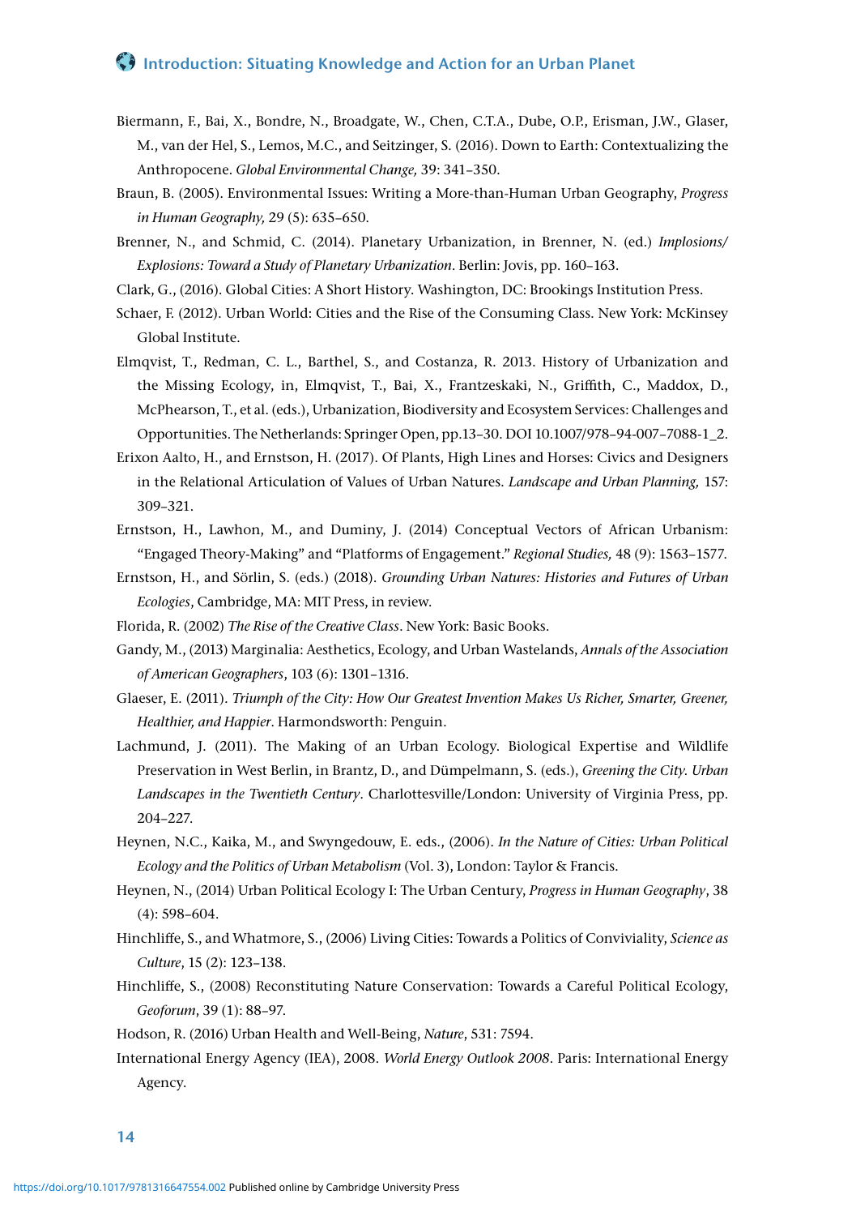Biermann, F., Bai, X., Bondre, N., Broadgate, W., Chen, C.T.A., Dube, O.P., Erisman, J.W., Glaser, M., van der Hel, S., Lemos, M.C., and Seitzinger, S. (2016). Down to Earth: Contextualizing the Anthropocene. *Global Environmental Change,* 39: 341–350.

Braun, B. (2005). Environmental Issues: Writing a More-than-Human Urban Geography, *Progress in Human Geography,* 29 (5): 635–650.

Brenner, N., and Schmid, C. (2014). Planetary Urbanization, in Brenner, N. (ed.) *Implosions/Explosions: Toward a Study of Planetary Urbanization*. Berlin: Jovis, pp. 160–163.

Clark, G., (2016). Global Cities: A Short History. Washington, DC: Brookings Institution Press.

Schaer, F. (2012). Urban World: Cities and the Rise of the Consuming Class. New York: McKinsey Global Institute.

Elmqvist, T., Redman, C. L., Barthel, S., and Costanza, R. 2013. History of Urbanization and the Missing Ecology, in, Elmqvist, T., Bai, X., Frantzeskaki, N., Griffith, C., Maddox, D., McPhearson, T., et al. (eds.), Urbanization, Biodiversity and Ecosystem Services: Challenges and Opportunities. The Netherlands: Springer Open, pp.13–30. DOI 10.1007/978-94-007-7088-1_2.

Erixon Aalto, H., and Ernstson, H. (2017). Of Plants, High Lines and Horses: Civics and Designers in the Relational Articulation of Values of Urban Natures. *Landscape and Urban Planning,* 157: 309–321.

Ernstson, H., Lawhon, M., and Duminy, J. (2014) Conceptual Vectors of African Urbanism: "Engaged Theory-Making" and "Platforms of Engagement." *Regional Studies,* 48 (9): 1563–1577.

Ernstson, H., and Sörlin, S. (eds.) (2018). *Grounding Urban Natures: Histories and Futures of Urban Ecologies*, Cambridge, MA: MIT Press, in review.

Florida, R. (2002) *The Rise of the Creative Class*. New York: Basic Books.

Gandy, M., (2013) Marginalia: Aesthetics, Ecology, and Urban Wastelands, *Annals of the Association of American Geographers*, 103 (6): 1301–1316.

Glaeser, E. (2011). *Triumph of the City: How Our Greatest Invention Makes Us Richer, Smarter, Greener, Healthier, and Happier*. Harmondsworth: Penguin.

Lachmund, J. (2011). The Making of an Urban Ecology. Biological Expertise and Wildlife Preservation in West Berlin, in Brantz, D., and Dümpelmann, S. (eds.), *Greening the City. Urban Landscapes in the Twentieth Century*. Charlottesville/London: University of Virginia Press, pp. 204–227.

Heynen, N.C., Kaika, M., and Swyngedouw, E. eds., (2006). *In the Nature of Cities: Urban Political Ecology and the Politics of Urban Metabolism* (Vol. 3), London: Taylor & Francis.

Heynen, N., (2014) Urban Political Ecology I: The Urban Century, *Progress in Human Geography*, 38 (4): 598–604.

Hinchliffe, S., and Whatmore, S., (2006) Living Cities: Towards a Politics of Conviviality, *Science as Culture*, 15 (2): 123–138.

Hinchliffe, S., (2008) Reconstituting Nature Conservation: Towards a Careful Political Ecology, *Geoforum*, 39 (1): 88–97.

Hodson, R. (2016) Urban Health and Well-Being, *Nature*, 531: 7594.

International Energy Agency (IEA), 2008. *World Energy Outlook 2008*. Paris: International Energy Agency.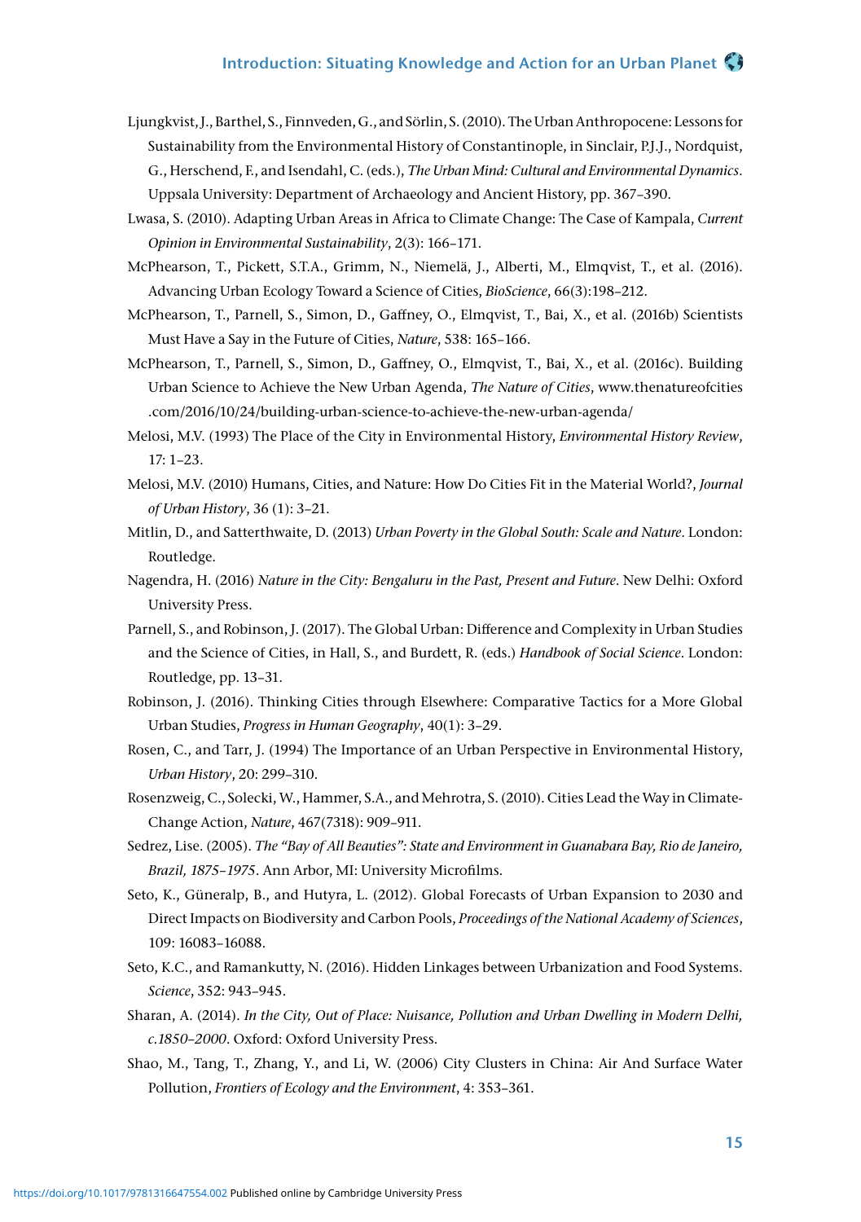Ljungkvist, J., Barthel, S., Finnveden, G., and Sörlin, S. (2010). The Urban Anthropocene: Lessons for Sustainability from the Environmental History of Constantinople, in Sinclair, P.J.J., Nordquist, G., Herschend, F., and Isendahl, C. (eds.), *The Urban Mind: Cultural and Environmental Dynamics*. Uppsala University: Department of Archaeology and Ancient History, pp. 367–390.

Lwasa, S. (2010). Adapting Urban Areas in Africa to Climate Change: The Case of Kampala, *Current Opinion in Environmental Sustainability*, 2(3): 166–171.

McPhearson, T., Pickett, S.T.A., Grimm, N., Niemelä, J., Alberti, M., Elmqvist, T., et al. (2016). Advancing Urban Ecology Toward a Science of Cities, *BioScience*, 66(3):198–212.

McPhearson, T., Parnell, S., Simon, D., Gaffney, O., Elmqvist, T., Bai, X., et al. (2016b) Scientists Must Have a Say in the Future of Cities, *Nature*, 538: 165–166.

McPhearson, T., Parnell, S., Simon, D., Gaffney, O., Elmqvist, T., Bai, X., et al. (2016c). Building Urban Science to Achieve the New Urban Agenda, *The Nature of Cities*, www.thenatureofcities.com/2016/10/24/building-urban-science-to-achieve-the-new-urban-agenda/

Melosi, M.V. (1993) The Place of the City in Environmental History, *Environmental History Review*, 17: 1–23.

Melosi, M.V. (2010) Humans, Cities, and Nature: How Do Cities Fit in the Material World?, *Journal of Urban History*, 36 (1): 3–21.

Mitlin, D., and Satterthwaite, D. (2013) *Urban Poverty in the Global South: Scale and Nature*. London: Routledge.

Nagendra, H. (2016) *Nature in the City: Bengaluru in the Past, Present and Future*. New Delhi: Oxford University Press.

Parnell, S., and Robinson, J. (2017). The Global Urban: Difference and Complexity in Urban Studies and the Science of Cities, in Hall, S., and Burdett, R. (eds.) *Handbook of Social Science*. London: Routledge, pp. 13–31.

Robinson, J. (2016). Thinking Cities through Elsewhere: Comparative Tactics for a More Global Urban Studies, *Progress in Human Geography*, 40(1): 3–29.

Rosen, C., and Tarr, J. (1994) The Importance of an Urban Perspective in Environmental History, *Urban History*, 20: 299–310.

Rosenzweig, C., Solecki, W., Hammer, S.A., and Mehrotra, S. (2010). Cities Lead the Way in Climate-Change Action, *Nature*, 467(7318): 909–911.

Sedrez, Lise. (2005). *The "Bay of All Beauties": State and Environment in Guanabara Bay, Rio de Janeiro, Brazil, 1875–1975*. Ann Arbor, MI: University Microfilms.

Seto, K., Güneralp, B., and Hutyra, L. (2012). Global Forecasts of Urban Expansion to 2030 and Direct Impacts on Biodiversity and Carbon Pools, *Proceedings of the National Academy of Sciences*, 109: 16083–16088.

Seto, K.C., and Ramankutty, N. (2016). Hidden Linkages between Urbanization and Food Systems. *Science*, 352: 943–945.

Sharan, A. (2014). *In the City, Out of Place: Nuisance, Pollution and Urban Dwelling in Modern Delhi, c.1850–2000*. Oxford: Oxford University Press.

Shao, M., Tang, T., Zhang, Y., and Li, W. (2006) City Clusters in China: Air And Surface Water Pollution, *Frontiers of Ecology and the Environment*, 4: 353–361.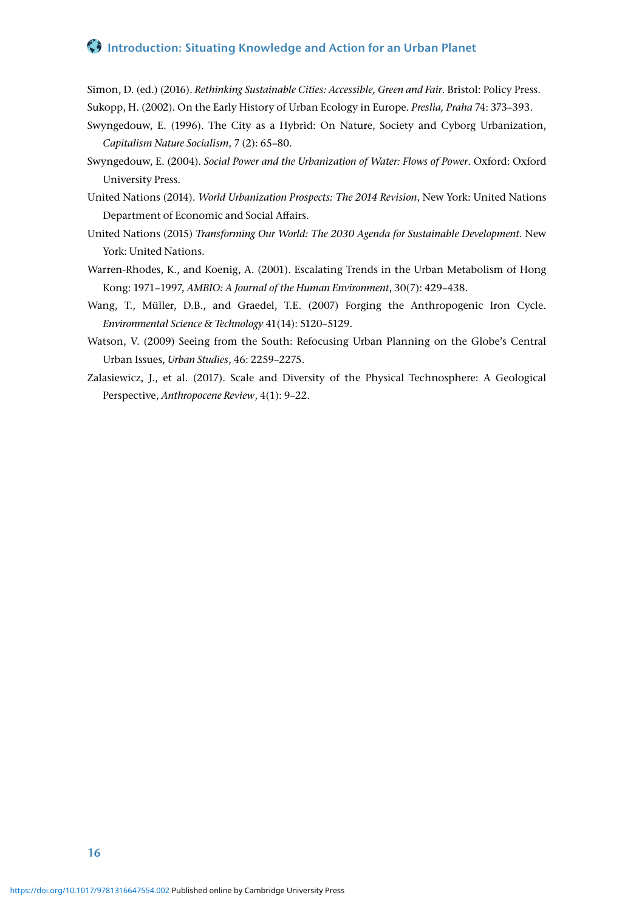Simon, D. (ed.) (2016). *Rethinking Sustainable Cities: Accessible, Green and Fair*. Bristol: Policy Press.

Sukopp, H. (2002). On the Early History of Urban Ecology in Europe. *Preslia, Praha* 74: 373–393.

Swyngedouw, E. (1996). The City as a Hybrid: On Nature, Society and Cyborg Urbanization, *Capitalism Nature Socialism*, 7 (2): 65–80.

Swyngedouw, E. (2004). *Social Power and the Urbanization of Water: Flows of Power*. Oxford: Oxford University Press.

United Nations (2014). *World Urbanization Prospects: The 2014 Revision*, New York: United Nations Department of Economic and Social Affairs.

United Nations (2015) *Transforming Our World: The 2030 Agenda for Sustainable Development*. New York: United Nations.

Warren-Rhodes, K., and Koenig, A. (2001). Escalating Trends in the Urban Metabolism of Hong Kong: 1971–1997, *AMBIO: A Journal of the Human Environment*, 30(7): 429–438.

Wang, T., Müller, D.B., and Graedel, T.E. (2007) Forging the Anthropogenic Iron Cycle. *Environmental Science & Technology* 41(14): 5120–5129.

Watson, V. (2009) Seeing from the South: Refocusing Urban Planning on the Globe's Central Urban Issues, *Urban Studies*, 46: 2259–2275.

Zalasiewicz, J., et al. (2017). Scale and Diversity of the Physical Technosphere: A Geological Perspective, *Anthropocene Review*, 4(1): 9–22.